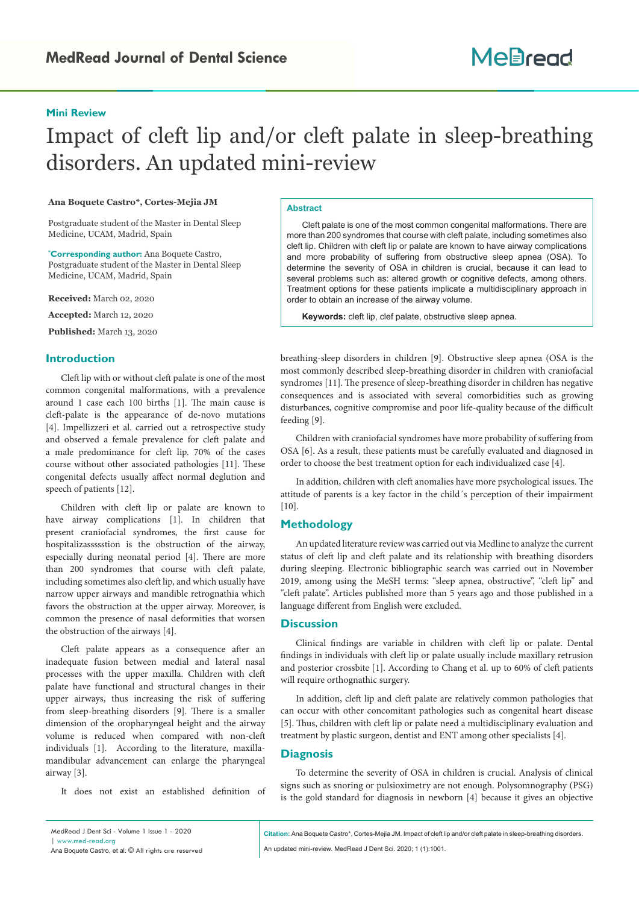**Mini Review**

# Impact of cleft lip and/or cleft palate in sleep-breathing disorders. An updated mini-review

**Ana Boquete Castro\*, Cortes-Mejia JM**

Postgraduate student of the Master in Dental Sleep Medicine, UCAM, Madrid, Spain

**\*Corresponding author:** Ana Boquete Castro, Postgraduate student of the Master in Dental Sleep Medicine, UCAM, Madrid, Spain

**Received:** March 02, 2020

**Accepted:** March 12, 2020

**Published:** March 13, 2020

## Abstract

Cleft palate is one of the most common congenital malformations. There are more than 200 syndromes that course with cleft palate, including sometimes also cleft lip. Children with cleft lip or palate are known to have airway complications and more probability of suffering from obstructive sleep apnea (OSA). To determine the severity of OSA in children is crucial, because it can lead to several problems such as: altered growth or cognitive defects, among others. Treatment options for these patients implicate a multidisciplinary approach in order to obtain an increase of the airway volume.

**Keywords:** cleft lip, clef palate, obstructive sleep apnea.

## Introduction

Cleft lip with or without cleft palate is one of the most common congenital malformations, with a prevalence around 1 case each 100 births [1]. The main cause is cleft-palate is the appearance of de-novo mutations [4]. Impellizzeri et al. carried out a retrospective study and observed a female prevalence for cleft palate and a male predominance for cleft lip. 70% of the cases course without other associated pathologies [11]. These congenital defects usually affect normal deglution and speech of patients [12].

Children with cleft lip or palate are known to have airway complications [1]. In children that present craniofacial syndromes, the first cause for hospitalizassssstion is the obstruction of the airway, especially during neonatal period [4]. There are more than 200 syndromes that course with cleft palate, including sometimes also cleft lip, and which usually have narrow upper airways and mandible retrognathia which favors the obstruction at the upper airway. Moreover, is common the presence of nasal deformities that worsen the obstruction of the airways [4].

Cleft palate appears as a consequence after an inadequate fusion between medial and lateral nasal processes with the upper maxilla. Children with cleft palate have functional and structural changes in their upper airways, thus increasing the risk of suffering from sleep-breathing disorders [9]. There is a smaller dimension of the oropharyngeal height and the airway volume is reduced when compared with non-cleft individuals [1]. According to the literature, maxilla-mandibular advancement can enlarge the pharyngeal airway [3].

It does not exist an established definition of breathing-sleep disorders in children [9]. Obstructive sleep apnea (OSA is the most commonly described sleep-breathing disorder in children with craniofacial syndromes [11]. The presence of sleep-breathing disorder in children has negative consequences and is associated with several comorbidities such as growing disturbances, cognitive compromise and poor life-quality because of the difficult feeding [9].

Children with craniofacial syndromes have more probability of suffering from OSA [6]. As a result, these patients must be carefully evaluated and diagnosed in order to choose the best treatment option for each individualized case [4].

In addition, children with cleft anomalies have more psychological issues. The attitude of parents is a key factor in the child´s perception of their impairment [10].

## Methodology

An updated literature review was carried out via Medline to analyze the current status of cleft lip and cleft palate and its relationship with breathing disorders during sleeping. Electronic bibliographic search was carried out in November 2019, among using the MeSH terms: "sleep apnea, obstructive", "cleft lip" and "cleft palate". Articles published more than 5 years ago and those published in a language different from English were excluded.

## Discussion

Clinical findings are variable in children with cleft lip or palate. Dental findings in individuals with cleft lip or palate usually include maxillary retrusion and posterior crossbite [1]. According to Chang et al. up to 60% of cleft patients will require orthognathic surgery.

In addition, cleft lip and cleft palate are relatively common pathologies that can occur with other concomitant pathologies such as congenital heart disease [5]. Thus, children with cleft lip or palate need a multidisciplinary evaluation and treatment by plastic surgeon, dentist and ENT among other specialists [4].

## Diagnosis

To determine the severity of OSA in children is crucial. Analysis of clinical signs such as snoring or pulsioximetry are not enough. Polysomnography (PSG) is the gold standard for diagnosis in newborn [4] because it gives an objective

**Citation:** Ana Boquete Castro\*, Cortes-Mejia JM. Impact of cleft lip and/or cleft palate in sleep-breathing disorders. An updated mini-review. MedRead J Dent Sci. 2020; 1 (1):1001.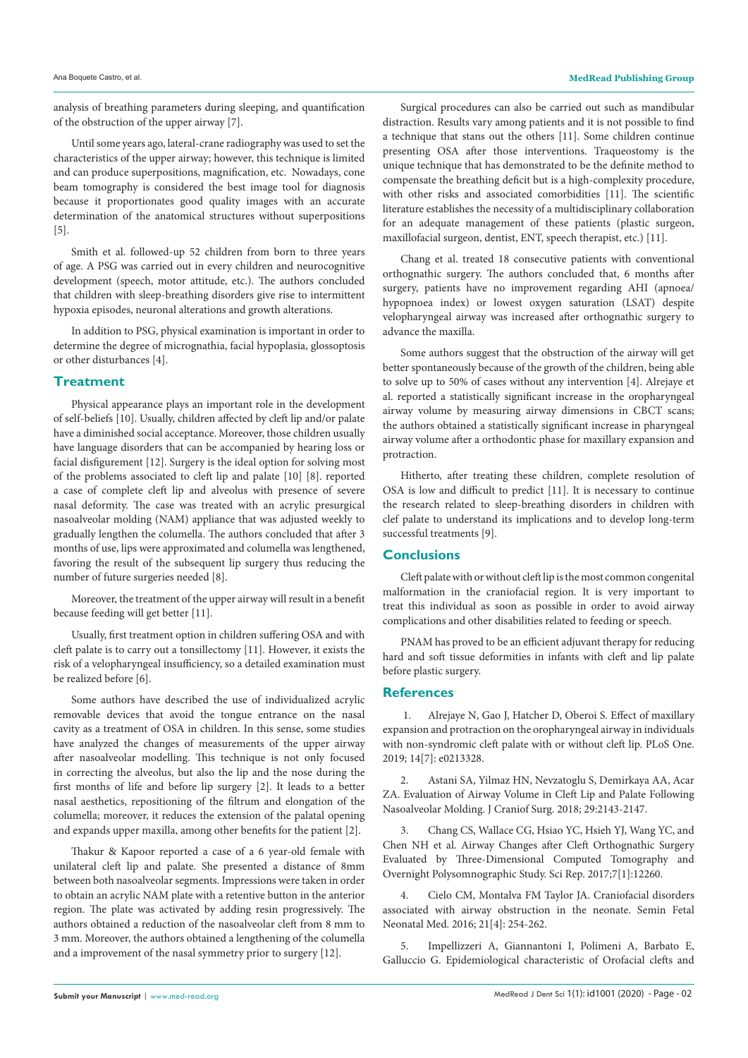analysis of breathing parameters during sleeping, and quantification of the obstruction of the upper airway [7].

Until some years ago, lateral-crane radiography was used to set the characteristics of the upper airway; however, this technique is limited and can produce superpositions, magnification, etc. Nowadays, cone beam tomography is considered the best image tool for diagnosis because it proportionates good quality images with an accurate determination of the anatomical structures without superpositions [5].

Smith et al. followed-up 52 children from born to three years of age. A PSG was carried out in every children and neurocognitive development (speech, motor attitude, etc.). The authors concluded that children with sleep-breathing disorders give rise to intermittent hypoxia episodes, neuronal alterations and growth alterations.

In addition to PSG, physical examination is important in order to determine the degree of micrognathia, facial hypoplasia, glossoptosis or other disturbances [4].

## Treatment

Physical appearance plays an important role in the development of self-beliefs [10]. Usually, children affected by cleft lip and/or palate have a diminished social acceptance. Moreover, those children usually have language disorders that can be accompanied by hearing loss or facial disfigurement [12]. Surgery is the ideal option for solving most of the problems associated to cleft lip and palate [10] [8]. reported a case of complete cleft lip and alveolus with presence of severe nasal deformity. The case was treated with an acrylic presurgical nasoalveolar molding (NAM) appliance that was adjusted weekly to gradually lengthen the columella. The authors concluded that after 3 months of use, lips were approximated and columella was lengthened, favoring the result of the subsequent lip surgery thus reducing the number of future surgeries needed [8].

Moreover, the treatment of the upper airway will result in a benefit because feeding will get better [11].

Usually, first treatment option in children suffering OSA and with cleft palate is to carry out a tonsillectomy [11]. However, it exists the risk of a velopharyngeal insufficiency, so a detailed examination must be realized before [6].

Some authors have described the use of individualized acrylic removable devices that avoid the tongue entrance on the nasal cavity as a treatment of OSA in children. In this sense, some studies have analyzed the changes of measurements of the upper airway after nasoalveolar modelling. This technique is not only focused in correcting the alveolus, but also the lip and the nose during the first months of life and before lip surgery [2]. It leads to a better nasal aesthetics, repositioning of the filtrum and elongation of the columella; moreover, it reduces the extension of the palatal opening and expands upper maxilla, among other benefits for the patient [2].

Thakur & Kapoor reported a case of a 6 year-old female with unilateral cleft lip and palate. She presented a distance of 8mm between both nasoalveolar segments. Impressions were taken in order to obtain an acrylic NAM plate with a retentive button in the anterior region. The plate was activated by adding resin progressively. The authors obtained a reduction of the nasoalveolar cleft from 8 mm to 3 mm. Moreover, the authors obtained a lengthening of the columella and a improvement of the nasal symmetry prior to surgery [12].

Surgical procedures can also be carried out such as mandibular distraction. Results vary among patients and it is not possible to find a technique that stans out the others [11]. Some children continue presenting OSA after those interventions. Traqueostomy is the unique technique that has demonstrated to be the definite method to compensate the breathing deficit but is a high-complexity procedure, with other risks and associated comorbidities [11]. The scientific literature establishes the necessity of a multidisciplinary collaboration for an adequate management of these patients (plastic surgeon, maxillofacial surgeon, dentist, ENT, speech therapist, etc.) [11].

Chang et al. treated 18 consecutive patients with conventional orthognathic surgery. The authors concluded that, 6 months after surgery, patients have no improvement regarding AHI (apnoea/hypopnoea index) or lowest oxygen saturation (LSAT) despite velopharyngeal airway was increased after orthognathic surgery to advance the maxilla.

Some authors suggest that the obstruction of the airway will get better spontaneously because of the growth of the children, being able to solve up to 50% of cases without any intervention [4]. Alrejaye et al. reported a statistically significant increase in the oropharyngeal airway volume by measuring airway dimensions in CBCT scans; the authors obtained a statistically significant increase in pharyngeal airway volume after a orthodontic phase for maxillary expansion and protraction.

Hitherto, after treating these children, complete resolution of OSA is low and difficult to predict [11]. It is necessary to continue the research related to sleep-breathing disorders in children with clef palate to understand its implications and to develop long-term successful treatments [9].

## Conclusions

Cleft palate with or without cleft lip is the most common congenital malformation in the craniofacial region. It is very important to treat this individual as soon as possible in order to avoid airway complications and other disabilities related to feeding or speech.

PNAM has proved to be an efficient adjuvant therapy for reducing hard and soft tissue deformities in infants with cleft and lip palate before plastic surgery.

## References

1. Alrejaye N, Gao J, Hatcher D, Oberoi S. Effect of maxillary expansion and protraction on the oropharyngeal airway in individuals with non-syndromic cleft palate with or without cleft lip. PLoS One. 2019; 14[7]: e0213328.

2. Astani SA, Yilmaz HN, Nevzatoglu S, Demirkaya AA, Acar ZA. Evaluation of Airway Volume in Cleft Lip and Palate Following Nasoalveolar Molding. J Craniof Surg. 2018; 29:2143-2147.

3. Chang CS, Wallace CG, Hsiao YC, Hsieh YJ, Wang YC, and Chen NH et al. Airway Changes after Cleft Orthognathic Surgery Evaluated by Three-Dimensional Computed Tomography and Overnight Polysomnographic Study. Sci Rep. 2017;7[1]:12260.

4. Cielo CM, Montalva FM Taylor JA. Craniofacial disorders associated with airway obstruction in the neonate. Semin Fetal Neonatal Med. 2016; 21[4]: 254-262.

5. Impellizzeri A, Giannantoni I, Polimeni A, Barbato E, Galluccio G. Epidemiological characteristic of Orofacial clefts and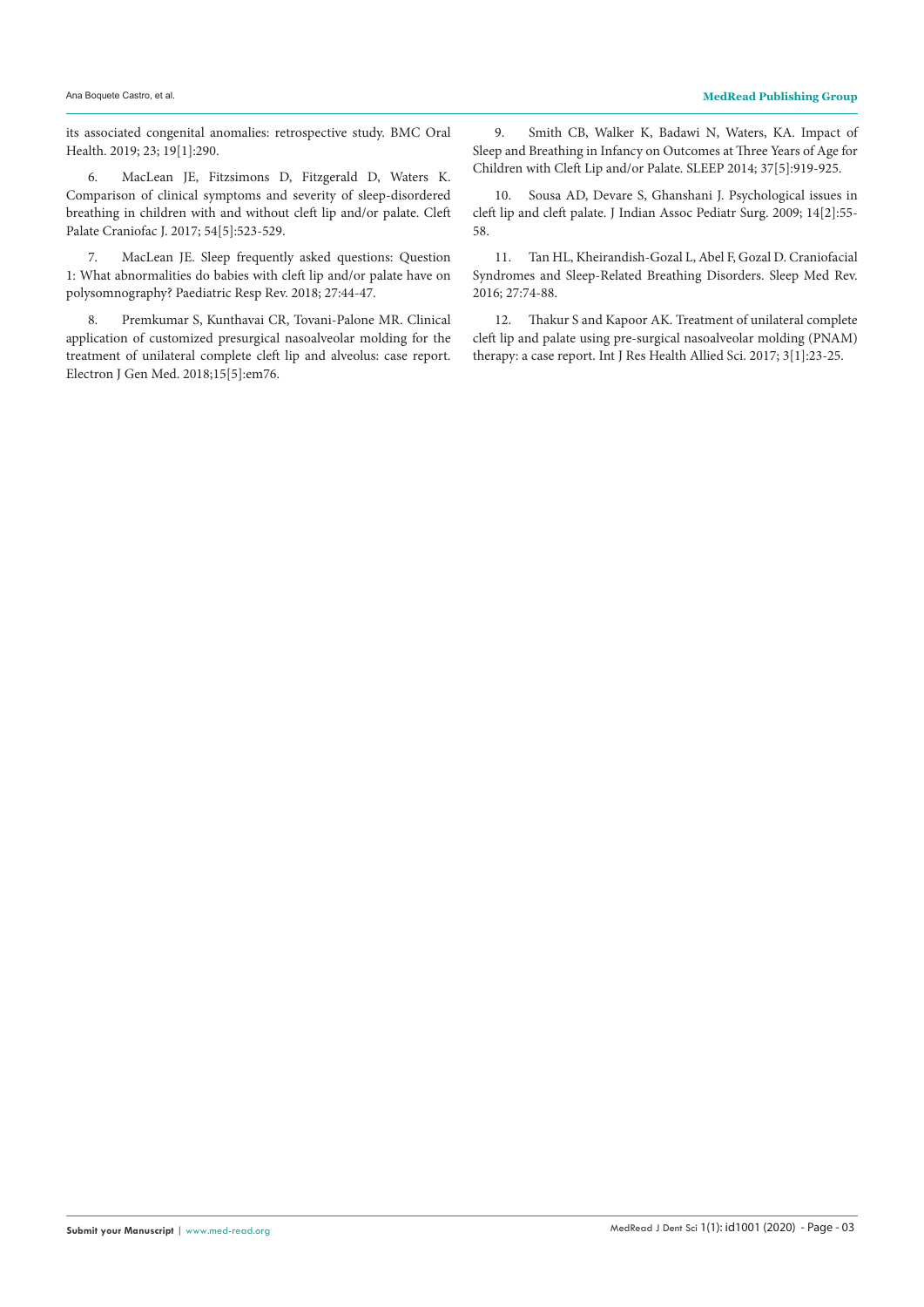its associated congenital anomalies: retrospective study. BMC Oral Health. 2019; 23; 19[1]:290.

6. MacLean JE, Fitzsimons D, Fitzgerald D, Waters K. Comparison of clinical symptoms and severity of sleep-disordered breathing in children with and without cleft lip and/or palate. Cleft Palate Craniofac J. 2017; 54[5]:523-529.

7. MacLean JE. Sleep frequently asked questions: Question 1: What abnormalities do babies with cleft lip and/or palate have on polysomnography? Paediatric Resp Rev. 2018; 27:44-47.

8. Premkumar S, Kunthavai CR, Tovani-Palone MR. Clinical application of customized presurgical nasoalveolar molding for the treatment of unilateral complete cleft lip and alveolus: case report. Electron J Gen Med. 2018;15[5]:em76.

9. Smith CB, Walker K, Badawi N, Waters, KA. Impact of Sleep and Breathing in Infancy on Outcomes at Three Years of Age for Children with Cleft Lip and/or Palate. SLEEP 2014; 37[5]:919-925.

10. Sousa AD, Devare S, Ghanshani J. Psychological issues in cleft lip and cleft palate. J Indian Assoc Pediatr Surg. 2009; 14[2]:55-58.

11. Tan HL, Kheirandish-Gozal L, Abel F, Gozal D. Craniofacial Syndromes and Sleep-Related Breathing Disorders. Sleep Med Rev. 2016; 27:74-88.

12. Thakur S and Kapoor AK. Treatment of unilateral complete cleft lip and palate using pre-surgical nasoalveolar molding (PNAM) therapy: a case report. Int J Res Health Allied Sci. 2017; 3[1]:23-25.